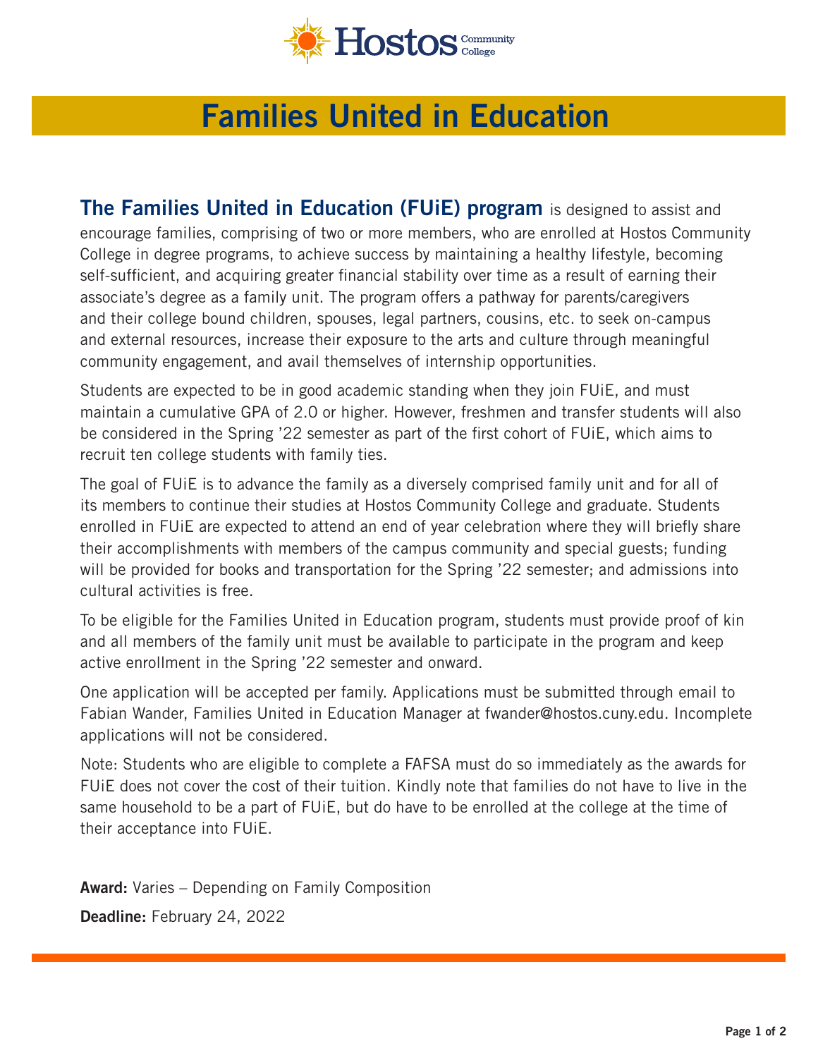Hostos Community College

# Families United in Education

**The Families United in Education (FUiE) program** is designed to assist and encourage families, comprising of two or more members, who are enrolled at Hostos Community College in degree programs, to achieve success by maintaining a healthy lifestyle, becoming self-sufficient, and acquiring greater financial stability over time as a result of earning their associate's degree as a family unit. The program offers a pathway for parents/caregivers and their college bound children, spouses, legal partners, cousins, etc. to seek on-campus and external resources, increase their exposure to the arts and culture through meaningful community engagement, and avail themselves of internship opportunities.

Students are expected to be in good academic standing when they join FUiE, and must maintain a cumulative GPA of 2.0 or higher. However, freshmen and transfer students will also be considered in the Spring '22 semester as part of the first cohort of FUiE, which aims to recruit ten college students with family ties.

The goal of FUiE is to advance the family as a diversely comprised family unit and for all of its members to continue their studies at Hostos Community College and graduate. Students enrolled in FUiE are expected to attend an end of year celebration where they will briefly share their accomplishments with members of the campus community and special guests; funding will be provided for books and transportation for the Spring '22 semester; and admissions into cultural activities is free.

To be eligible for the Families United in Education program, students must provide proof of kin and all members of the family unit must be available to participate in the program and keep active enrollment in the Spring '22 semester and onward.

One application will be accepted per family. Applications must be submitted through email to Fabian Wander, Families United in Education Manager at fwander@hostos.cuny.edu. Incomplete applications will not be considered.

Note: Students who are eligible to complete a FAFSA must do so immediately as the awards for FUiE does not cover the cost of their tuition. Kindly note that families do not have to live in the same household to be a part of FUiE, but do have to be enrolled at the college at the time of their acceptance into FUiE.

**Award:** Varies – Depending on Family Composition

**Deadline:** February 24, 2022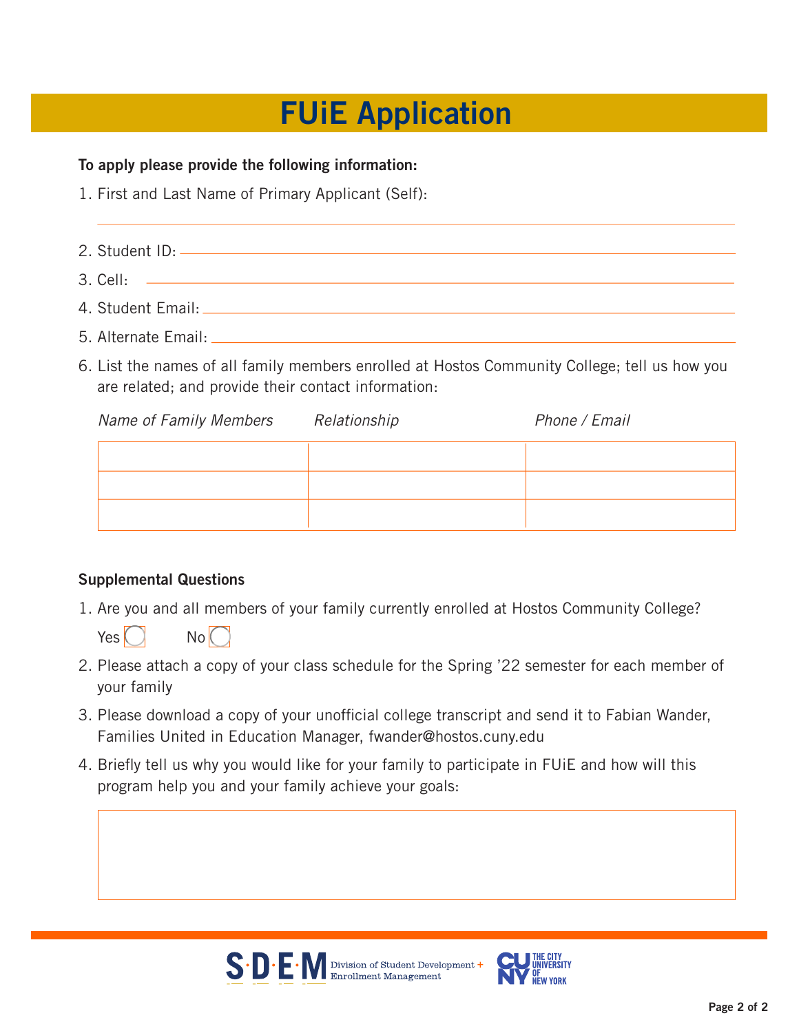# FUiE Application

**To apply please provide the following information:**

1. First and Last Name of Primary Applicant (Self):
2. Student ID:
3. Cell:
4. Student Email:
5. Alternate Email:
6. List the names of all family members enrolled at Hostos Community College; tell us how you are related; and provide their contact information:

| *Name of Family Members* | *Relationship* | *Phone / Email* |
|---|---|---|
| | | |
| | | |
| | | |

**Supplemental Questions**

1. Are you and all members of your family currently enrolled at Hostos Community College?

   Yes ◯ No ◯

2. Please attach a copy of your class schedule for the Spring '22 semester for each member of your family
3. Please download a copy of your unofficial college transcript and send it to Fabian Wander, Families United in Education Manager, fwander@hostos.cuny.edu
4. Briefly tell us why you would like for your family to participate in FUiE and how will this program help you and your family achieve your goals:

S·D·E·M Division of Student Development + Enrollment Management

CUNY THE CITY UNIVERSITY OF NEW YORK